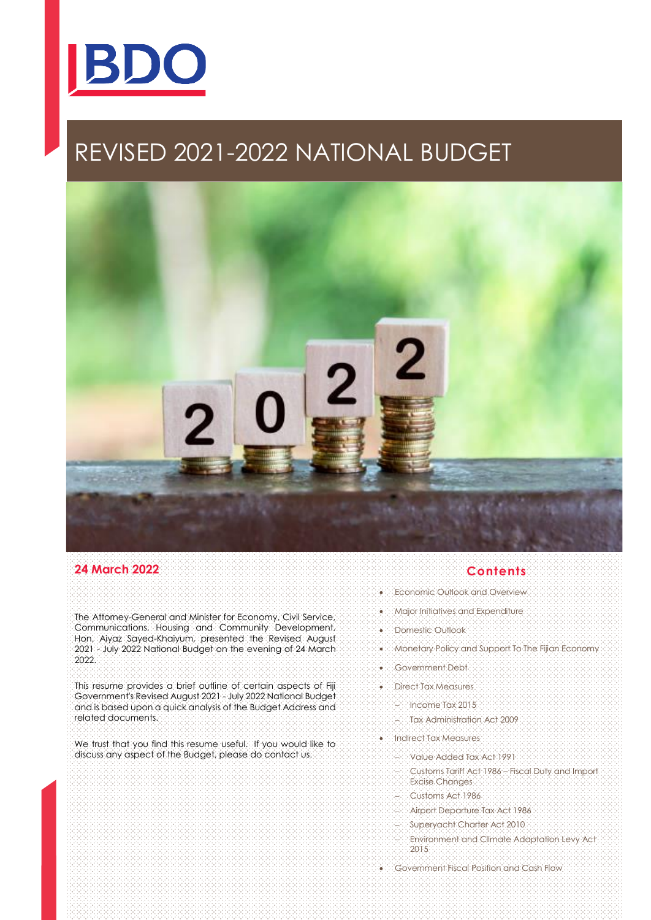# REVISED 2021-2022 NATIONAL BUDGET

**24 March 2022**

The Attorney-General and Minister for Economy, Civil Service, Communications, Housing and Community Development, Hon. Aiyaz Sayed-Khaiyum, presented the Revised August 2021 - July 2022 National Budget on the evening of 24 March 2022.

This resume provides a brief outline of certain aspects of Fiji Government's Revised August 2021 - July 2022 National Budget and is based upon a quick analysis of the Budget Address and related documents.

We trust that you find this resume useful. If you would like to discuss any aspect of the Budget, please do contact us.

## Contents

- Economic Outlook and Overview
- Major Initiatives and Expenditure
- Domestic Outlook
- Monetary Policy and Support To The Fijian Economy
- Government Debt
- Direct Tax Measures
  - Income Tax 2015
  - Tax Administration Act 2009
- Indirect Tax Measures
  - Value Added Tax Act 1991
  - Customs Tariff Act 1986 – Fiscal Duty and Import Excise Changes
  - Customs Act 1986
  - Airport Departure Tax Act 1986
  - Superyacht Charter Act 2010
  - Environment and Climate Adaptation Levy Act 2015
- Government Fiscal Position and Cash Flow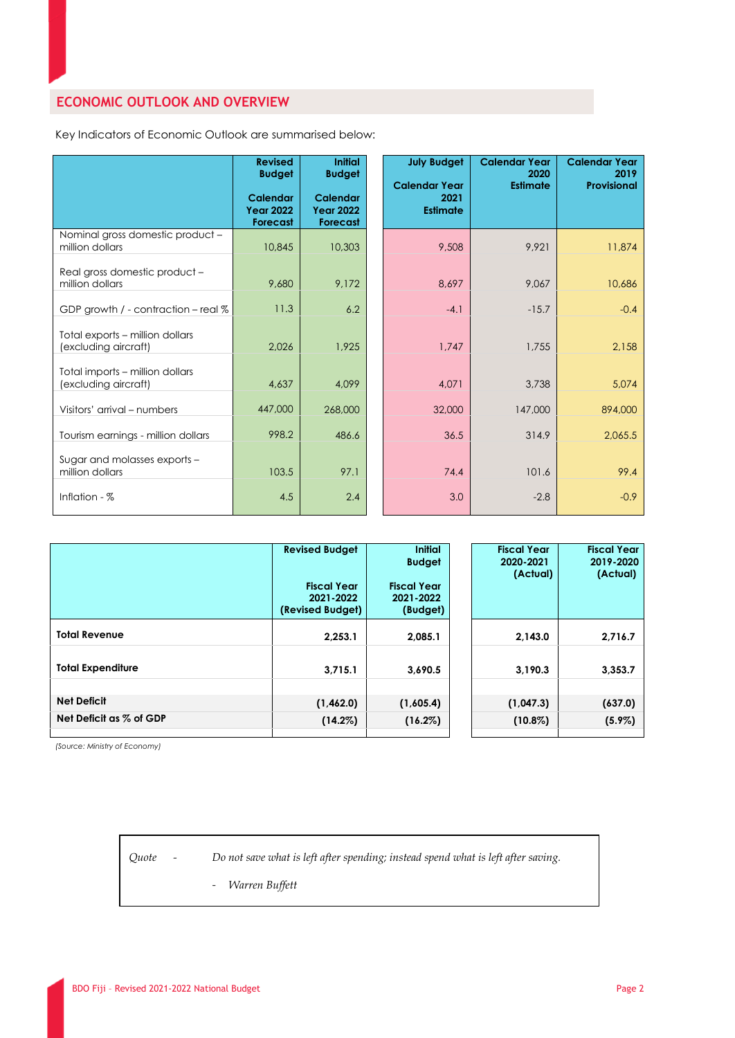## ECONOMIC OUTLOOK AND OVERVIEW

Key Indicators of Economic Outlook are summarised below:

| | Revised Budget<br><br>Calendar Year 2022 Forecast | Initial Budget<br><br>Calendar Year 2022 Forecast | July Budget<br><br>Calendar Year 2021 Estimate | Calendar Year 2020 Estimate | Calendar Year 2019 Provisional |
|---|---|---|---|---|---|
| Nominal gross domestic product – million dollars | 10,845 | 10,303 | 9,508 | 9,921 | 11,874 |
| Real gross domestic product – million dollars | 9,680 | 9,172 | 8,697 | 9,067 | 10,686 |
| GDP growth / - contraction – real % | 11.3 | 6.2 | -4.1 | -15.7 | -0.4 |
| Total exports – million dollars (excluding aircraft) | 2,026 | 1,925 | 1,747 | 1,755 | 2,158 |
| Total imports – million dollars (excluding aircraft) | 4,637 | 4,099 | 4,071 | 3,738 | 5,074 |
| Visitors' arrival – numbers | 447,000 | 268,000 | 32,000 | 147,000 | 894,000 |
| Tourism earnings - million dollars | 998.2 | 486.6 | 36.5 | 314.9 | 2,065.5 |
| Sugar and molasses exports – million dollars | 103.5 | 97.1 | 74.4 | 101.6 | 99.4 |
| Inflation - % | 4.5 | 2.4 | 3.0 | -2.8 | -0.9 |

| | Revised Budget<br><br>Fiscal Year 2021-2022 (Revised Budget) | Initial Budget<br><br>Fiscal Year 2021-2022 (Budget) | Fiscal Year 2020-2021 (Actual) | Fiscal Year 2019-2020 (Actual) |
|---|---|---|---|---|
| **Total Revenue** | **2,253.1** | **2,085.1** | **2,143.0** | **2,716.7** |
| **Total Expenditure** | **3,715.1** | **3,690.5** | **3,190.3** | **3,353.7** |
| **Net Deficit** | **(1,462.0)** | **(1,605.4)** | **(1,047.3)** | **(637.0)** |
| **Net Deficit as % of GDP** | **(14.2%)** | **(16.2%)** | **(10.8%)** | **(5.9%)** |

*(Source: Ministry of Economy)*

*Quote - Do not save what is left after spending; instead spend what is left after saving.*

*- Warren Buffett*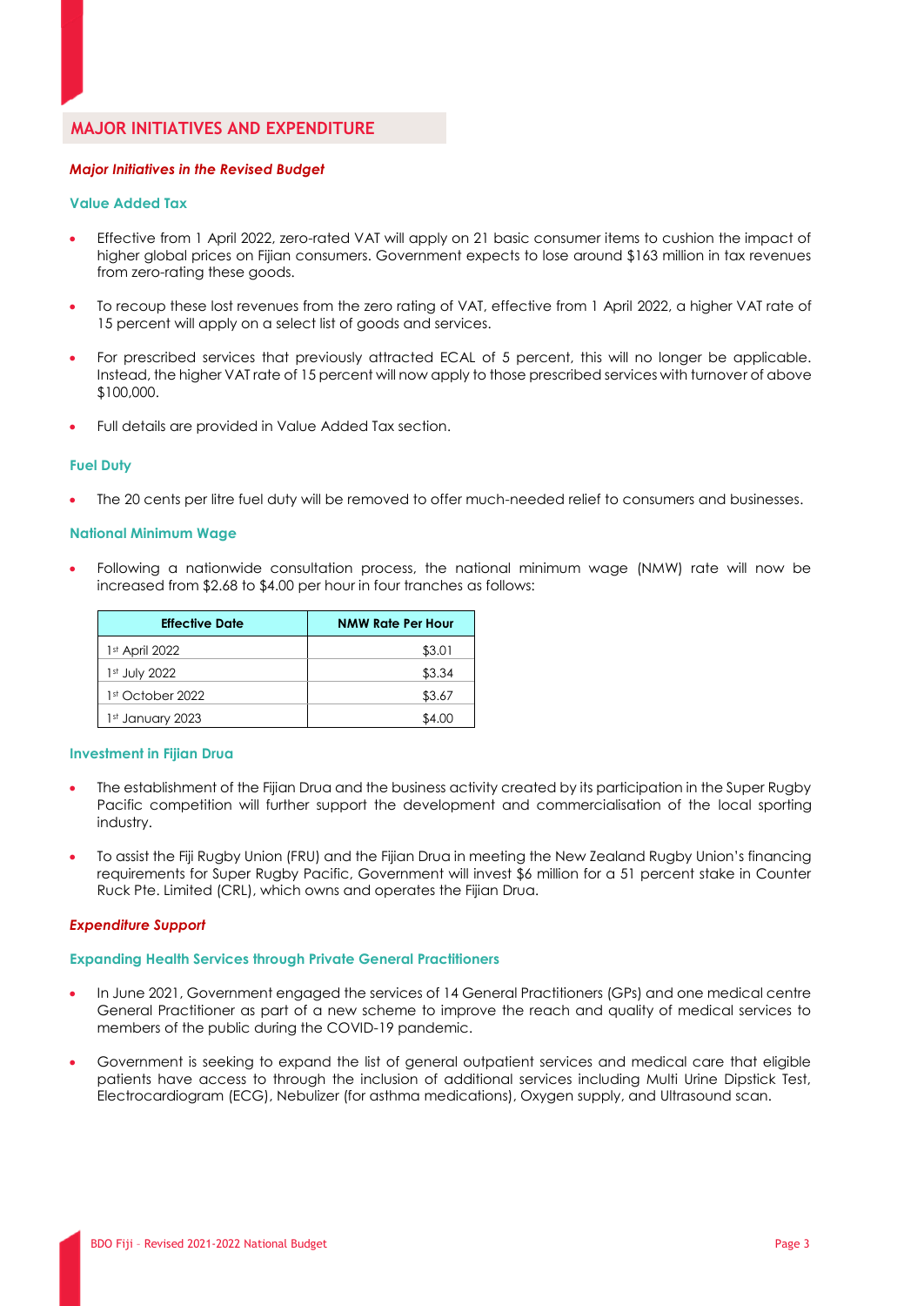## MAJOR INITIATIVES AND EXPENDITURE

### *Major Initiatives in the Revised Budget*

#### Value Added Tax

- Effective from 1 April 2022, zero-rated VAT will apply on 21 basic consumer items to cushion the impact of higher global prices on Fijian consumers. Government expects to lose around $163 million in tax revenues from zero-rating these goods.
- To recoup these lost revenues from the zero rating of VAT, effective from 1 April 2022, a higher VAT rate of 15 percent will apply on a select list of goods and services.
- For prescribed services that previously attracted ECAL of 5 percent, this will no longer be applicable. Instead, the higher VAT rate of 15 percent will now apply to those prescribed services with turnover of above $100,000.
- Full details are provided in Value Added Tax section.

#### Fuel Duty

- The 20 cents per litre fuel duty will be removed to offer much-needed relief to consumers and businesses.

#### National Minimum Wage

- Following a nationwide consultation process, the national minimum wage (NMW) rate will now be increased from $2.68 to $4.00 per hour in four tranches as follows:

| Effective Date | NMW Rate Per Hour |
|---|---|
| 1st April 2022 | $3.01 |
| 1st July 2022 | $3.34 |
| 1st October 2022 | $3.67 |
| 1st January 2023 | $4.00 |

#### Investment in Fijian Drua

- The establishment of the Fijian Drua and the business activity created by its participation in the Super Rugby Pacific competition will further support the development and commercialisation of the local sporting industry.
- To assist the Fiji Rugby Union (FRU) and the Fijian Drua in meeting the New Zealand Rugby Union's financing requirements for Super Rugby Pacific, Government will invest $6 million for a 51 percent stake in Counter Ruck Pte. Limited (CRL), which owns and operates the Fijian Drua.

### *Expenditure Support*

#### Expanding Health Services through Private General Practitioners

- In June 2021, Government engaged the services of 14 General Practitioners (GPs) and one medical centre General Practitioner as part of a new scheme to improve the reach and quality of medical services to members of the public during the COVID-19 pandemic.
- Government is seeking to expand the list of general outpatient services and medical care that eligible patients have access to through the inclusion of additional services including Multi Urine Dipstick Test, Electrocardiogram (ECG), Nebulizer (for asthma medications), Oxygen supply, and Ultrasound scan.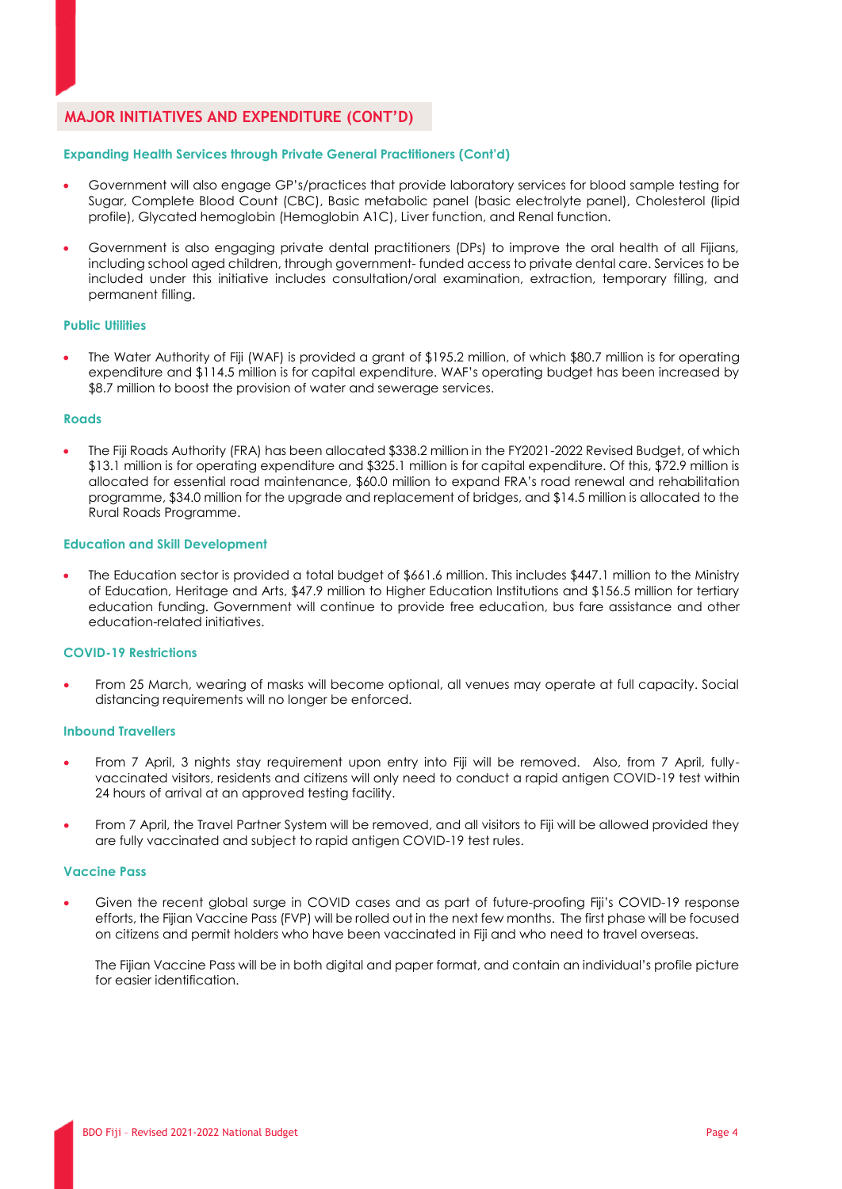## MAJOR INITIATIVES AND EXPENDITURE (CONT'D)

### Expanding Health Services through Private General Practitioners (Cont'd)

- Government will also engage GP's/practices that provide laboratory services for blood sample testing for Sugar, Complete Blood Count (CBC), Basic metabolic panel (basic electrolyte panel), Cholesterol (lipid profile), Glycated hemoglobin (Hemoglobin A1C), Liver function, and Renal function.
- Government is also engaging private dental practitioners (DPs) to improve the oral health of all Fijians, including school aged children, through government- funded access to private dental care. Services to be included under this initiative includes consultation/oral examination, extraction, temporary filling, and permanent filling.

### Public Utilities

- The Water Authority of Fiji (WAF) is provided a grant of $195.2 million, of which $80.7 million is for operating expenditure and $114.5 million is for capital expenditure. WAF's operating budget has been increased by $8.7 million to boost the provision of water and sewerage services.

### Roads

- The Fiji Roads Authority (FRA) has been allocated $338.2 million in the FY2021-2022 Revised Budget, of which $13.1 million is for operating expenditure and $325.1 million is for capital expenditure. Of this, $72.9 million is allocated for essential road maintenance, $60.0 million to expand FRA's road renewal and rehabilitation programme, $34.0 million for the upgrade and replacement of bridges, and $14.5 million is allocated to the Rural Roads Programme.

### Education and Skill Development

- The Education sector is provided a total budget of $661.6 million. This includes $447.1 million to the Ministry of Education, Heritage and Arts, $47.9 million to Higher Education Institutions and $156.5 million for tertiary education funding. Government will continue to provide free education, bus fare assistance and other education-related initiatives.

### COVID-19 Restrictions

- From 25 March, wearing of masks will become optional, all venues may operate at full capacity. Social distancing requirements will no longer be enforced.

### Inbound Travellers

- From 7 April, 3 nights stay requirement upon entry into Fiji will be removed. Also, from 7 April, fully-vaccinated visitors, residents and citizens will only need to conduct a rapid antigen COVID-19 test within 24 hours of arrival at an approved testing facility.
- From 7 April, the Travel Partner System will be removed, and all visitors to Fiji will be allowed provided they are fully vaccinated and subject to rapid antigen COVID-19 test rules.

### Vaccine Pass

- Given the recent global surge in COVID cases and as part of future-proofing Fiji's COVID-19 response efforts, the Fijian Vaccine Pass (FVP) will be rolled out in the next few months. The first phase will be focused on citizens and permit holders who have been vaccinated in Fiji and who need to travel overseas.

  The Fijian Vaccine Pass will be in both digital and paper format, and contain an individual's profile picture for easier identification.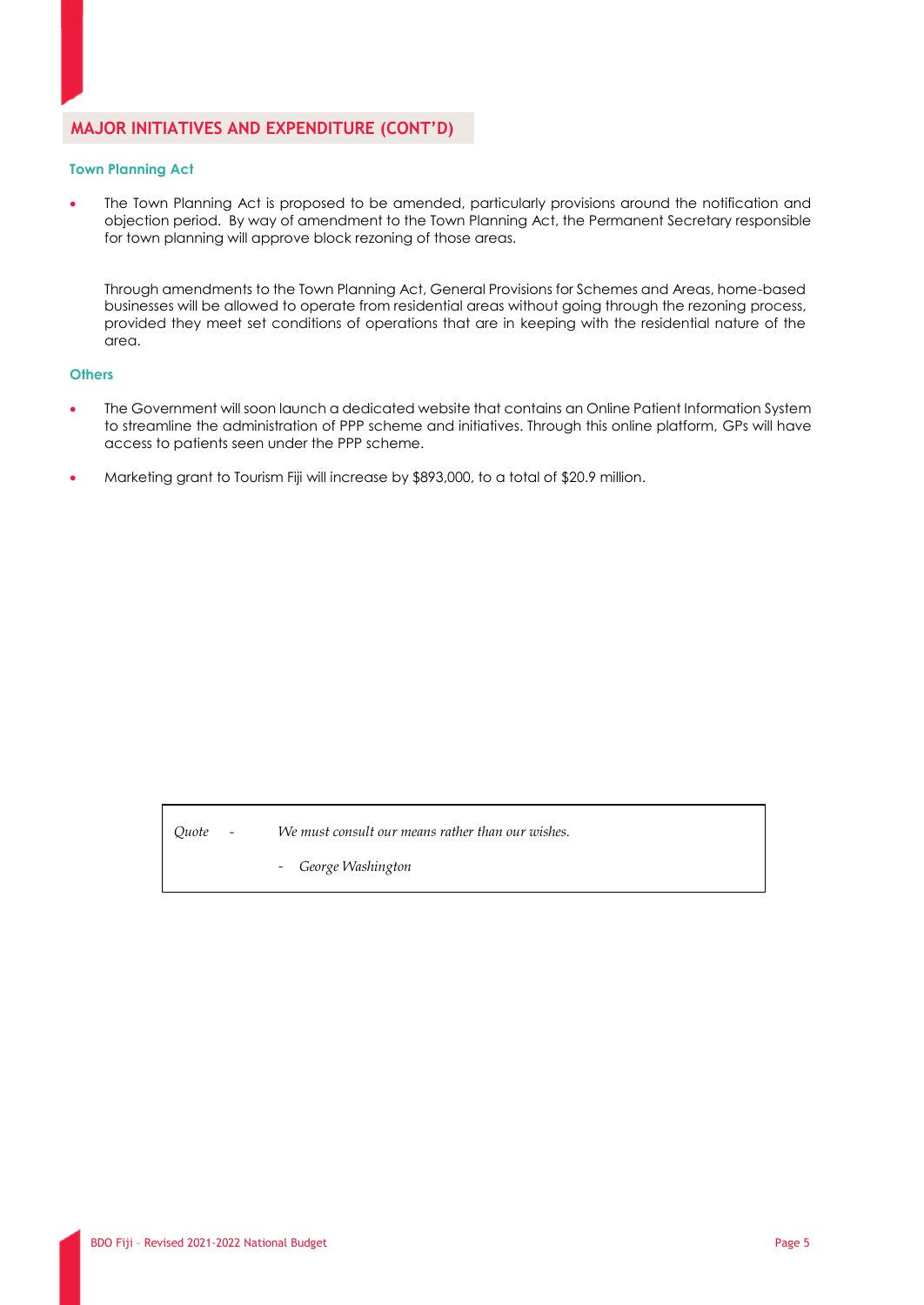## MAJOR INITIATIVES AND EXPENDITURE (CONT'D)

### Town Planning Act

- The Town Planning Act is proposed to be amended, particularly provisions around the notification and objection period. By way of amendment to the Town Planning Act, the Permanent Secretary responsible for town planning will approve block rezoning of those areas.

  Through amendments to the Town Planning Act, General Provisions for Schemes and Areas, home-based businesses will be allowed to operate from residential areas without going through the rezoning process, provided they meet set conditions of operations that are in keeping with the residential nature of the area.

### Others

- The Government will soon launch a dedicated website that contains an Online Patient Information System to streamline the administration of PPP scheme and initiatives. Through this online platform, GPs will have access to patients seen under the PPP scheme.
- Marketing grant to Tourism Fiji will increase by $893,000, to a total of $20.9 million.

> *Quote - We must consult our means rather than our wishes.*
>
> *- George Washington*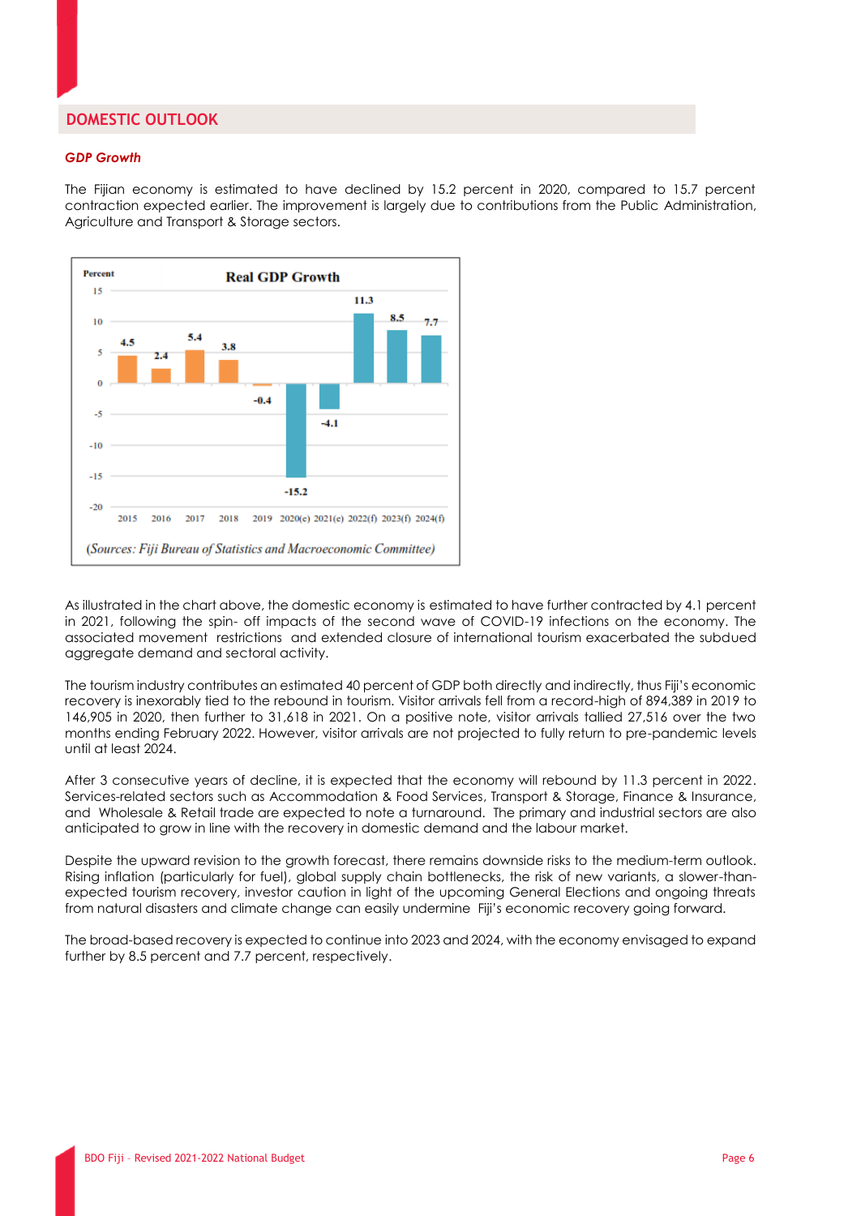## DOMESTIC OUTLOOK

### *GDP Growth*

The Fijian economy is estimated to have declined by 15.2 percent in 2020, compared to 15.7 percent contraction expected earlier. The improvement is largely due to contributions from the Public Administration, Agriculture and Transport & Storage sectors.

**Real GDP Growth**

| Year | Percent |
|---|---|
| 2015 | 4.5 |
| 2016 | 2.4 |
| 2017 | 5.4 |
| 2018 | 3.8 |
| 2019 | -0.4 |
| 2020(e) | -15.2 |
| 2021(e) | -4.1 |
| 2022(f) | 11.3 |
| 2023(f) | 8.5 |
| 2024(f) | 7.7 |

*(Sources: Fiji Bureau of Statistics and Macroeconomic Committee)*

As illustrated in the chart above, the domestic economy is estimated to have further contracted by 4.1 percent in 2021, following the spin- off impacts of the second wave of COVID-19 infections on the economy. The associated movement restrictions and extended closure of international tourism exacerbated the subdued aggregate demand and sectoral activity.

The tourism industry contributes an estimated 40 percent of GDP both directly and indirectly, thus Fiji's economic recovery is inexorably tied to the rebound in tourism. Visitor arrivals fell from a record-high of 894,389 in 2019 to 146,905 in 2020, then further to 31,618 in 2021. On a positive note, visitor arrivals tallied 27,516 over the two months ending February 2022. However, visitor arrivals are not projected to fully return to pre-pandemic levels until at least 2024.

After 3 consecutive years of decline, it is expected that the economy will rebound by 11.3 percent in 2022. Services-related sectors such as Accommodation & Food Services, Transport & Storage, Finance & Insurance, and Wholesale & Retail trade are expected to note a turnaround. The primary and industrial sectors are also anticipated to grow in line with the recovery in domestic demand and the labour market.

Despite the upward revision to the growth forecast, there remains downside risks to the medium-term outlook. Rising inflation (particularly for fuel), global supply chain bottlenecks, the risk of new variants, a slower-than-expected tourism recovery, investor caution in light of the upcoming General Elections and ongoing threats from natural disasters and climate change can easily undermine Fiji's economic recovery going forward.

The broad-based recovery is expected to continue into 2023 and 2024, with the economy envisaged to expand further by 8.5 percent and 7.7 percent, respectively.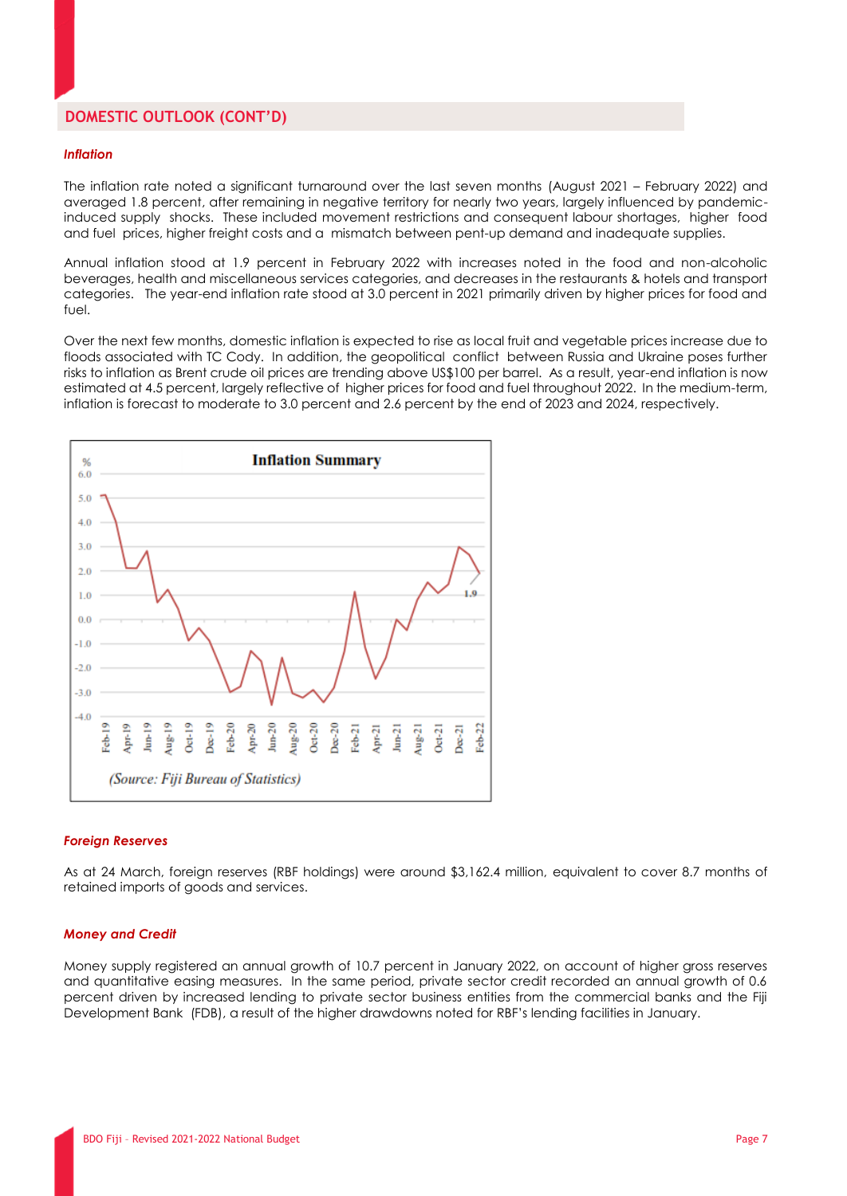## DOMESTIC OUTLOOK (CONT'D)

### *Inflation*

The inflation rate noted a significant turnaround over the last seven months (August 2021 – February 2022) and averaged 1.8 percent, after remaining in negative territory for nearly two years, largely influenced by pandemic-induced supply shocks. These included movement restrictions and consequent labour shortages, higher food and fuel prices, higher freight costs and a mismatch between pent-up demand and inadequate supplies.

Annual inflation stood at 1.9 percent in February 2022 with increases noted in the food and non-alcoholic beverages, health and miscellaneous services categories, and decreases in the restaurants & hotels and transport categories. The year-end inflation rate stood at 3.0 percent in 2021 primarily driven by higher prices for food and fuel.

Over the next few months, domestic inflation is expected to rise as local fruit and vegetable prices increase due to floods associated with TC Cody. In addition, the geopolitical conflict between Russia and Ukraine poses further risks to inflation as Brent crude oil prices are trending above US$100 per barrel. As a result, year-end inflation is now estimated at 4.5 percent, largely reflective of higher prices for food and fuel throughout 2022. In the medium-term, inflation is forecast to moderate to 3.0 percent and 2.6 percent by the end of 2023 and 2024, respectively.

**Inflation Summary**

(Source: Fiji Bureau of Statistics)

### *Foreign Reserves*

As at 24 March, foreign reserves (RBF holdings) were around $3,162.4 million, equivalent to cover 8.7 months of retained imports of goods and services.

### *Money and Credit*

Money supply registered an annual growth of 10.7 percent in January 2022, on account of higher gross reserves and quantitative easing measures. In the same period, private sector credit recorded an annual growth of 0.6 percent driven by increased lending to private sector business entities from the commercial banks and the Fiji Development Bank (FDB), a result of the higher drawdowns noted for RBF's lending facilities in January.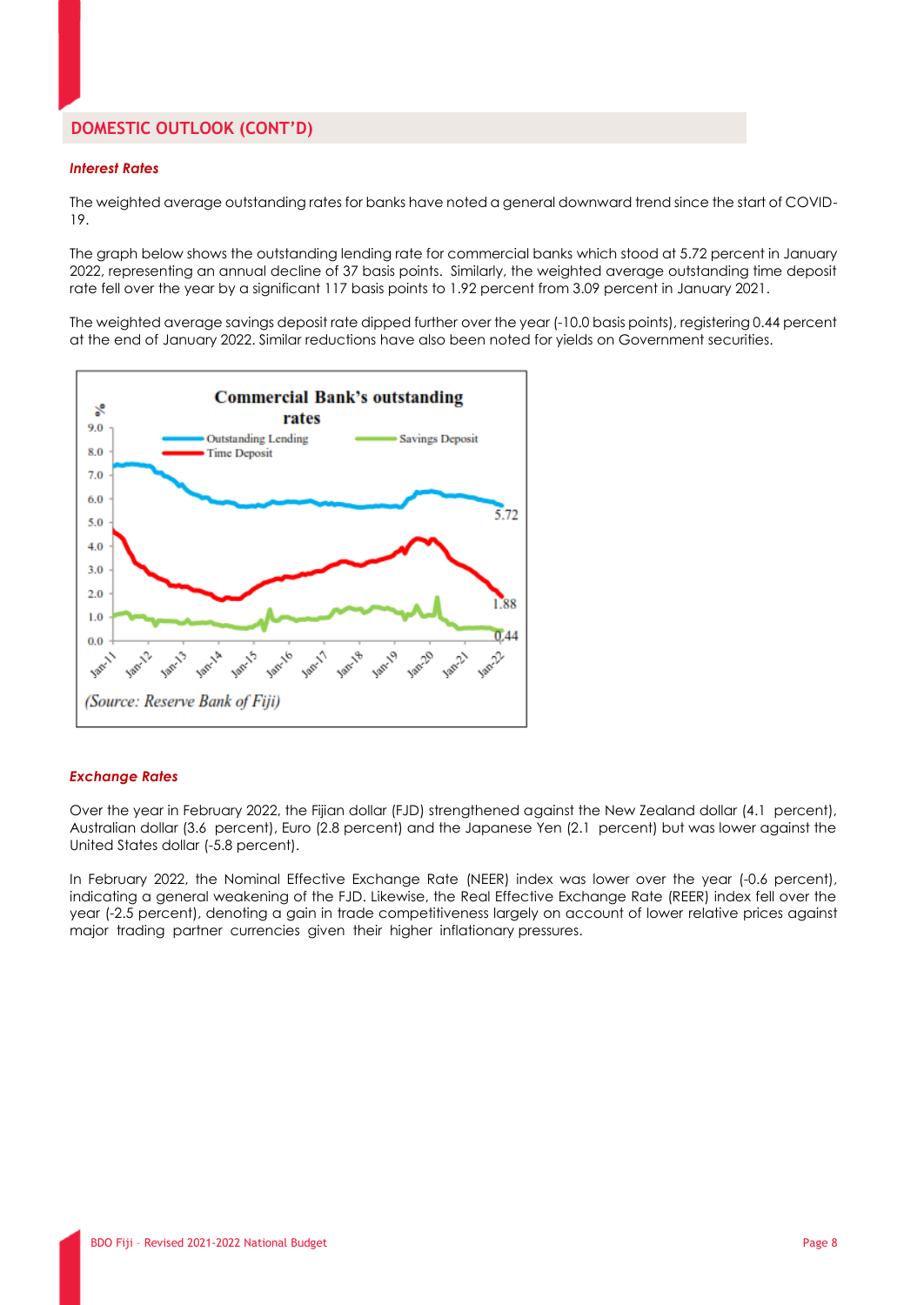## DOMESTIC OUTLOOK (CONT'D)

### *Interest Rates*

The weighted average outstanding rates for banks have noted a general downward trend since the start of COVID-19.

The graph below shows the outstanding lending rate for commercial banks which stood at 5.72 percent in January 2022, representing an annual decline of 37 basis points. Similarly, the weighted average outstanding time deposit rate fell over the year by a significant 117 basis points to 1.92 percent from 3.09 percent in January 2021.

The weighted average savings deposit rate dipped further over the year (-10.0 basis points), registering 0.44 percent at the end of January 2022. Similar reductions have also been noted for yields on Government securities.

**Commercial Bank's outstanding rates**

*(Source: Reserve Bank of Fiji)*

### *Exchange Rates*

Over the year in February 2022, the Fijian dollar (FJD) strengthened against the New Zealand dollar (4.1 percent), Australian dollar (3.6 percent), Euro (2.8 percent) and the Japanese Yen (2.1 percent) but was lower against the United States dollar (-5.8 percent).

In February 2022, the Nominal Effective Exchange Rate (NEER) index was lower over the year (-0.6 percent), indicating a general weakening of the FJD. Likewise, the Real Effective Exchange Rate (REER) index fell over the year (-2.5 percent), denoting a gain in trade competitiveness largely on account of lower relative prices against major trading partner currencies given their higher inflationary pressures.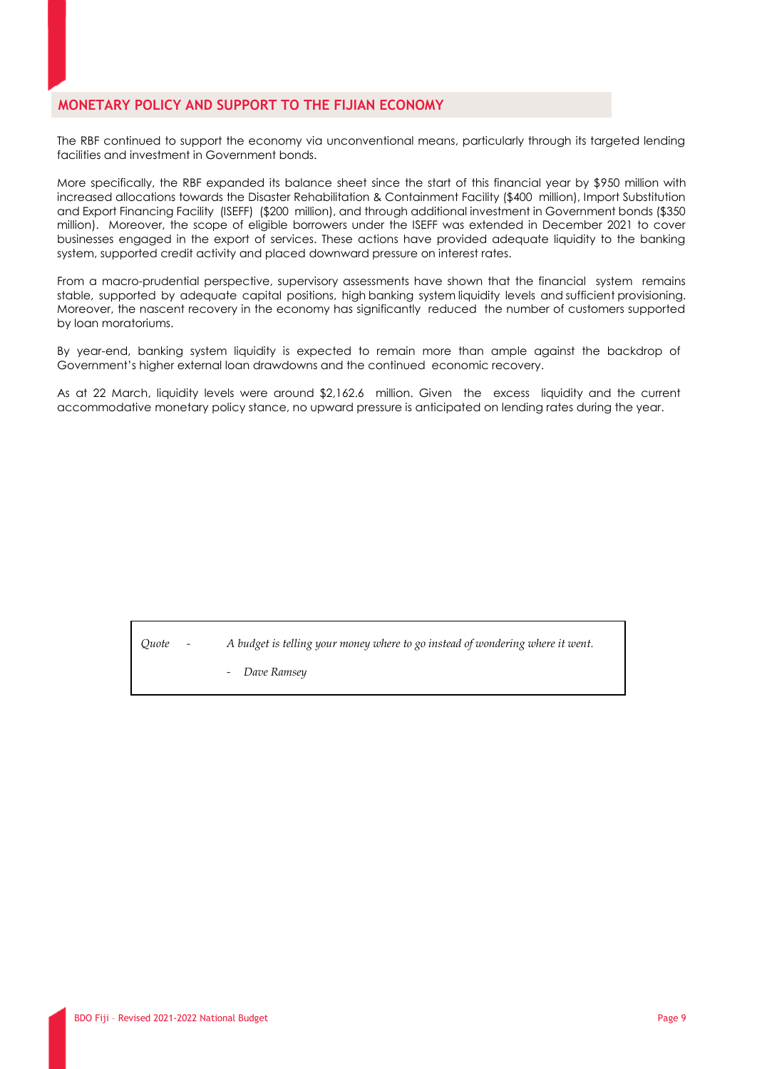## MONETARY POLICY AND SUPPORT TO THE FIJIAN ECONOMY

The RBF continued to support the economy via unconventional means, particularly through its targeted lending facilities and investment in Government bonds.

More specifically, the RBF expanded its balance sheet since the start of this financial year by $950 million with increased allocations towards the Disaster Rehabilitation & Containment Facility ($400 million), Import Substitution and Export Financing Facility (ISEFF) ($200 million), and through additional investment in Government bonds ($350 million). Moreover, the scope of eligible borrowers under the ISEFF was extended in December 2021 to cover businesses engaged in the export of services. These actions have provided adequate liquidity to the banking system, supported credit activity and placed downward pressure on interest rates.

From a macro-prudential perspective, supervisory assessments have shown that the financial system remains stable, supported by adequate capital positions, high banking system liquidity levels and sufficient provisioning. Moreover, the nascent recovery in the economy has significantly reduced the number of customers supported by loan moratoriums.

By year-end, banking system liquidity is expected to remain more than ample against the backdrop of Government's higher external loan drawdowns and the continued economic recovery.

As at 22 March, liquidity levels were around $2,162.6 million. Given the excess liquidity and the current accommodative monetary policy stance, no upward pressure is anticipated on lending rates during the year.

> *Quote* - *A budget is telling your money where to go instead of wondering where it went.*
>
> - *Dave Ramsey*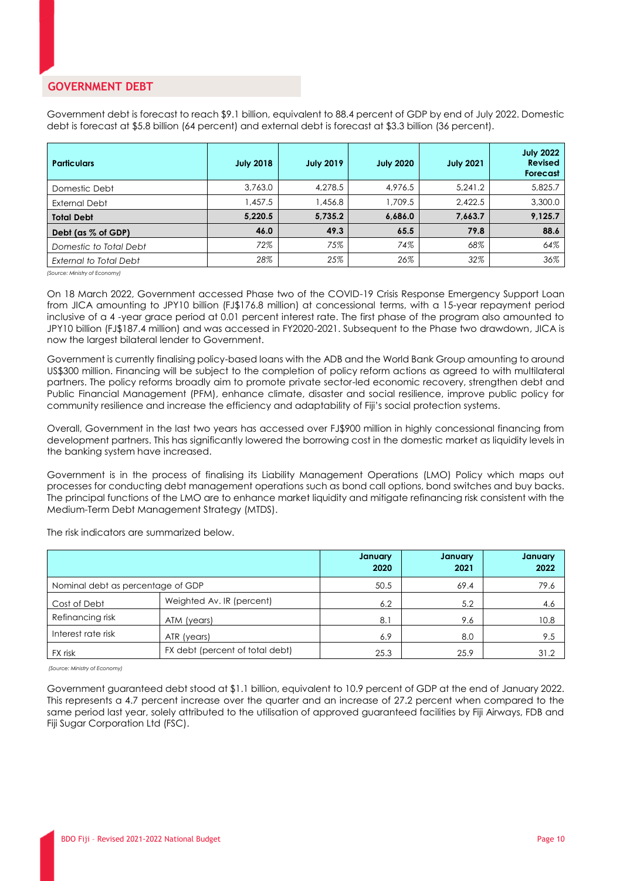## GOVERNMENT DEBT

Government debt is forecast to reach $9.1 billion, equivalent to 88.4 percent of GDP by end of July 2022. Domestic debt is forecast at $5.8 billion (64 percent) and external debt is forecast at $3.3 billion (36 percent).

| **Particulars** | **July 2018** | **July 2019** | **July 2020** | **July 2021** | **July 2022 Revised Forecast** |
|---|---|---|---|---|---|
| Domestic Debt | 3,763.0 | 4,278.5 | 4,976.5 | 5,241.2 | 5,825.7 |
| External Debt | 1,457.5 | 1,456.8 | 1,709.5 | 2,422.5 | 3,300.0 |
| **Total Debt** | **5,220.5** | **5,735.2** | **6,686.0** | **7,663.7** | **9,125.7** |
| **Debt (as % of GDP)** | **46.0** | **49.3** | **65.5** | **79.8** | **88.6** |
| *Domestic to Total Debt* | *72%* | *75%* | *74%* | *68%* | *64%* |
| *External to Total Debt* | *28%* | *25%* | *26%* | *32%* | *36%* |

*(Source: Ministry of Economy)*

On 18 March 2022, Government accessed Phase two of the COVID-19 Crisis Response Emergency Support Loan from JICA amounting to JPY10 billion (FJ$176.8 million) at concessional terms, with a 15-year repayment period inclusive of a 4 -year grace period at 0.01 percent interest rate. The first phase of the program also amounted to JPY10 billion (FJ$187.4 million) and was accessed in FY2020-2021. Subsequent to the Phase two drawdown, JICA is now the largest bilateral lender to Government.

Government is currently finalising policy-based loans with the ADB and the World Bank Group amounting to around US$300 million. Financing will be subject to the completion of policy reform actions as agreed to with multilateral partners. The policy reforms broadly aim to promote private sector-led economic recovery, strengthen debt and Public Financial Management (PFM), enhance climate, disaster and social resilience, improve public policy for community resilience and increase the efficiency and adaptability of Fiji's social protection systems.

Overall, Government in the last two years has accessed over FJ$900 million in highly concessional financing from development partners. This has significantly lowered the borrowing cost in the domestic market as liquidity levels in the banking system have increased.

Government is in the process of finalising its Liability Management Operations (LMO) Policy which maps out processes for conducting debt management operations such as bond call options, bond switches and buy backs. The principal functions of the LMO are to enhance market liquidity and mitigate refinancing risk consistent with the Medium-Term Debt Management Strategy (MTDS).

The risk indicators are summarized below.

| | | **January 2020** | **January 2021** | **January 2022** |
|---|---|---|---|---|
| Nominal debt as percentage of GDP | | 50.5 | 69.4 | 79.6 |
| Cost of Debt | Weighted Av. IR (percent) | 6.2 | 5.2 | 4.6 |
| Refinancing risk | ATM (years) | 8.1 | 9.6 | 10.8 |
| Interest rate risk | ATR (years) | 6.9 | 8.0 | 9.5 |
| FX risk | FX debt (percent of total debt) | 25.3 | 25.9 | 31.2 |

*(Source: Ministry of Economy)*

Government guaranteed debt stood at $1.1 billion, equivalent to 10.9 percent of GDP at the end of January 2022. This represents a 4.7 percent increase over the quarter and an increase of 27.2 percent when compared to the same period last year, solely attributed to the utilisation of approved guaranteed facilities by Fiji Airways, FDB and Fiji Sugar Corporation Ltd (FSC).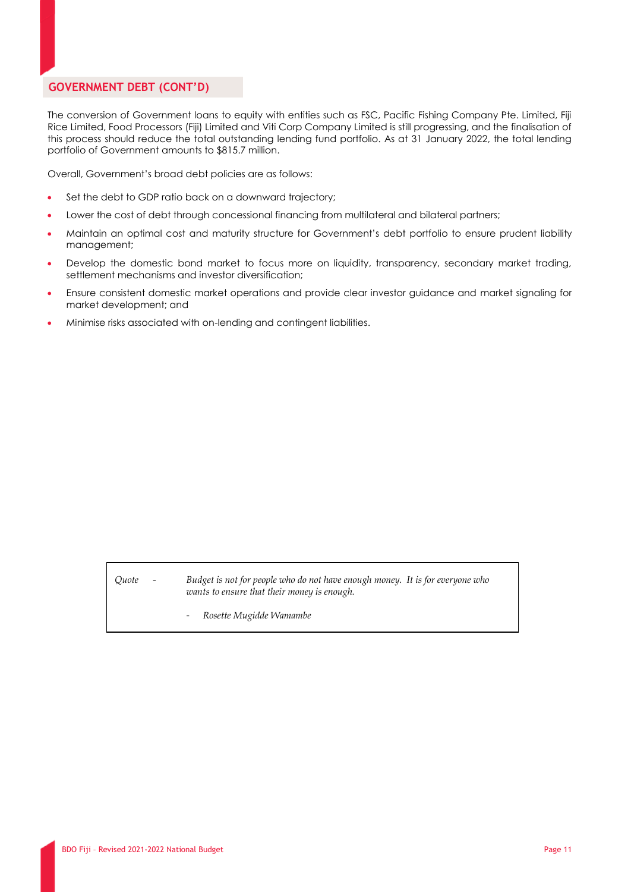## GOVERNMENT DEBT (CONT'D)

The conversion of Government loans to equity with entities such as FSC, Pacific Fishing Company Pte. Limited, Fiji Rice Limited, Food Processors (Fiji) Limited and Viti Corp Company Limited is still progressing, and the finalisation of this process should reduce the total outstanding lending fund portfolio. As at 31 January 2022, the total lending portfolio of Government amounts to $815.7 million.

Overall, Government's broad debt policies are as follows:

- Set the debt to GDP ratio back on a downward trajectory;
- Lower the cost of debt through concessional financing from multilateral and bilateral partners;
- Maintain an optimal cost and maturity structure for Government's debt portfolio to ensure prudent liability management;
- Develop the domestic bond market to focus more on liquidity, transparency, secondary market trading, settlement mechanisms and investor diversification;
- Ensure consistent domestic market operations and provide clear investor guidance and market signaling for market development; and
- Minimise risks associated with on-lending and contingent liabilities.

> *Quote - Budget is not for people who do not have enough money. It is for everyone who wants to ensure that their money is enough.*
>
> *- Rosette Mugidde Wamambe*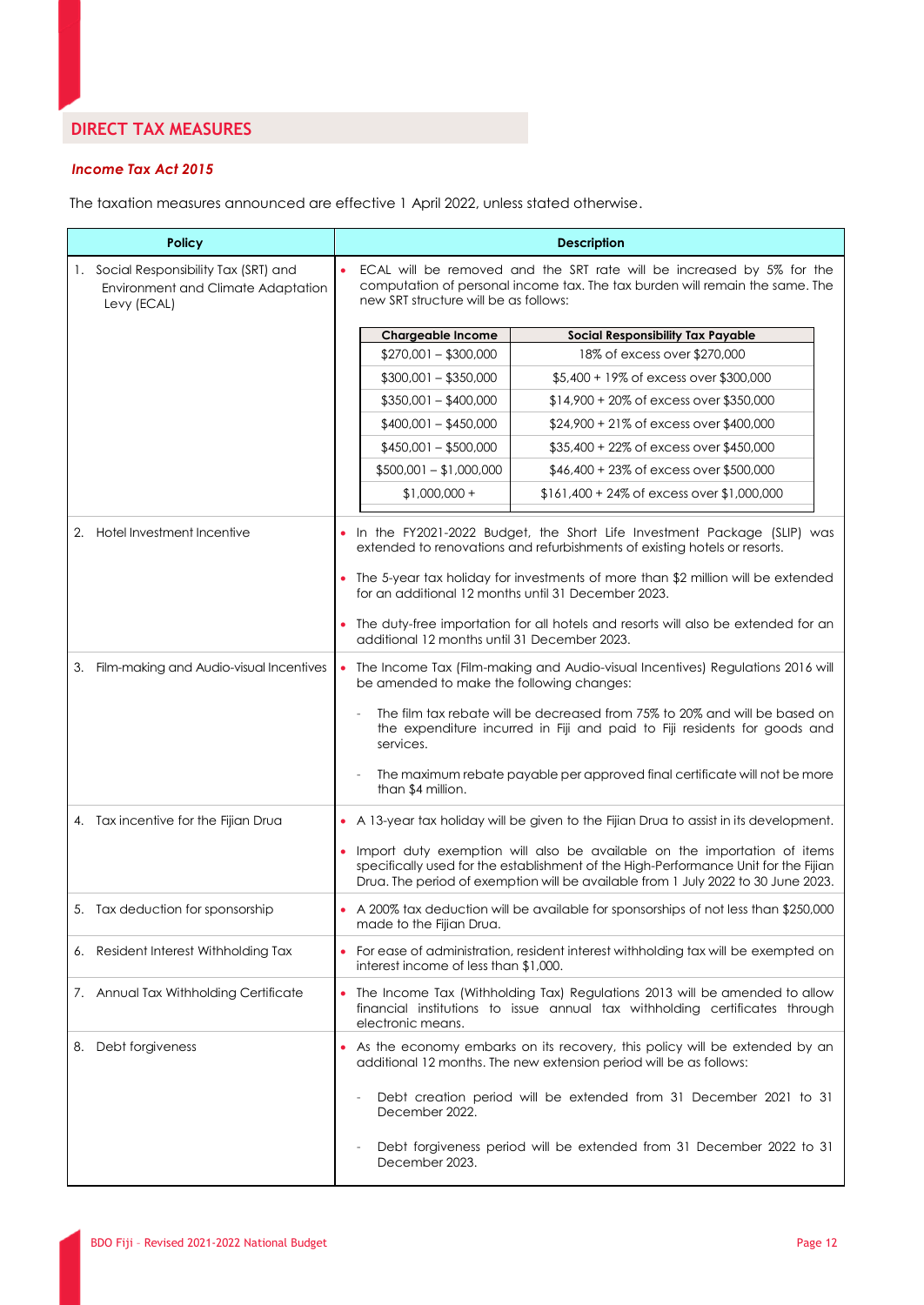## DIRECT TAX MEASURES

### *Income Tax Act 2015*

The taxation measures announced are effective 1 April 2022, unless stated otherwise.

| Policy | Description |
|---|---|
| 1. Social Responsibility Tax (SRT) and Environment and Climate Adaptation Levy (ECAL) | • ECAL will be removed and the SRT rate will be increased by 5% for the computation of personal income tax. The tax burden will remain the same. The new SRT structure will be as follows: |
| 2. Hotel Investment Incentive | • In the FY2021-2022 Budget, the Short Life Investment Package (SLIP) was extended to renovations and refurbishments of existing hotels or resorts.<br>• The 5-year tax holiday for investments of more than $2 million will be extended for an additional 12 months until 31 December 2023.<br>• The duty-free importation for all hotels and resorts will also be extended for an additional 12 months until 31 December 2023. |
| 3. Film-making and Audio-visual Incentives | • The Income Tax (Film-making and Audio-visual Incentives) Regulations 2016 will be amended to make the following changes:<br>- The film tax rebate will be decreased from 75% to 20% and will be based on the expenditure incurred in Fiji and paid to Fiji residents for goods and services.<br>- The maximum rebate payable per approved final certificate will not be more than $4 million. |
| 4. Tax incentive for the Fijian Drua | • A 13-year tax holiday will be given to the Fijian Drua to assist in its development.<br>• Import duty exemption will also be available on the importation of items specifically used for the establishment of the High-Performance Unit for the Fijian Drua. The period of exemption will be available from 1 July 2022 to 30 June 2023. |
| 5. Tax deduction for sponsorship | • A 200% tax deduction will be available for sponsorships of not less than $250,000 made to the Fijian Drua. |
| 6. Resident Interest Withholding Tax | • For ease of administration, resident interest withholding tax will be exempted on interest income of less than $1,000. |
| 7. Annual Tax Withholding Certificate | • The Income Tax (Withholding Tax) Regulations 2013 will be amended to allow financial institutions to issue annual tax withholding certificates through electronic means. |
| 8. Debt forgiveness | • As the economy embarks on its recovery, this policy will be extended by an additional 12 months. The new extension period will be as follows:<br>- Debt creation period will be extended from 31 December 2021 to 31 December 2022.<br>- Debt forgiveness period will be extended from 31 December 2022 to 31 December 2023. |

New SRT structure (Policy 1):

| Chargeable Income | Social Responsibility Tax Payable |
|---|---|
| $270,001 – $300,000 | 18% of excess over $270,000 |
| $300,001 – $350,000 | $5,400 + 19% of excess over $300,000 |
| $350,001 – $400,000 | $14,900 + 20% of excess over $350,000 |
| $400,001 – $450,000 | $24,900 + 21% of excess over $400,000 |
| $450,001 – $500,000 | $35,400 + 22% of excess over $450,000 |
| $500,001 – $1,000,000 | $46,400 + 23% of excess over $500,000 |
| $1,000,000 + | $161,400 + 24% of excess over $1,000,000 |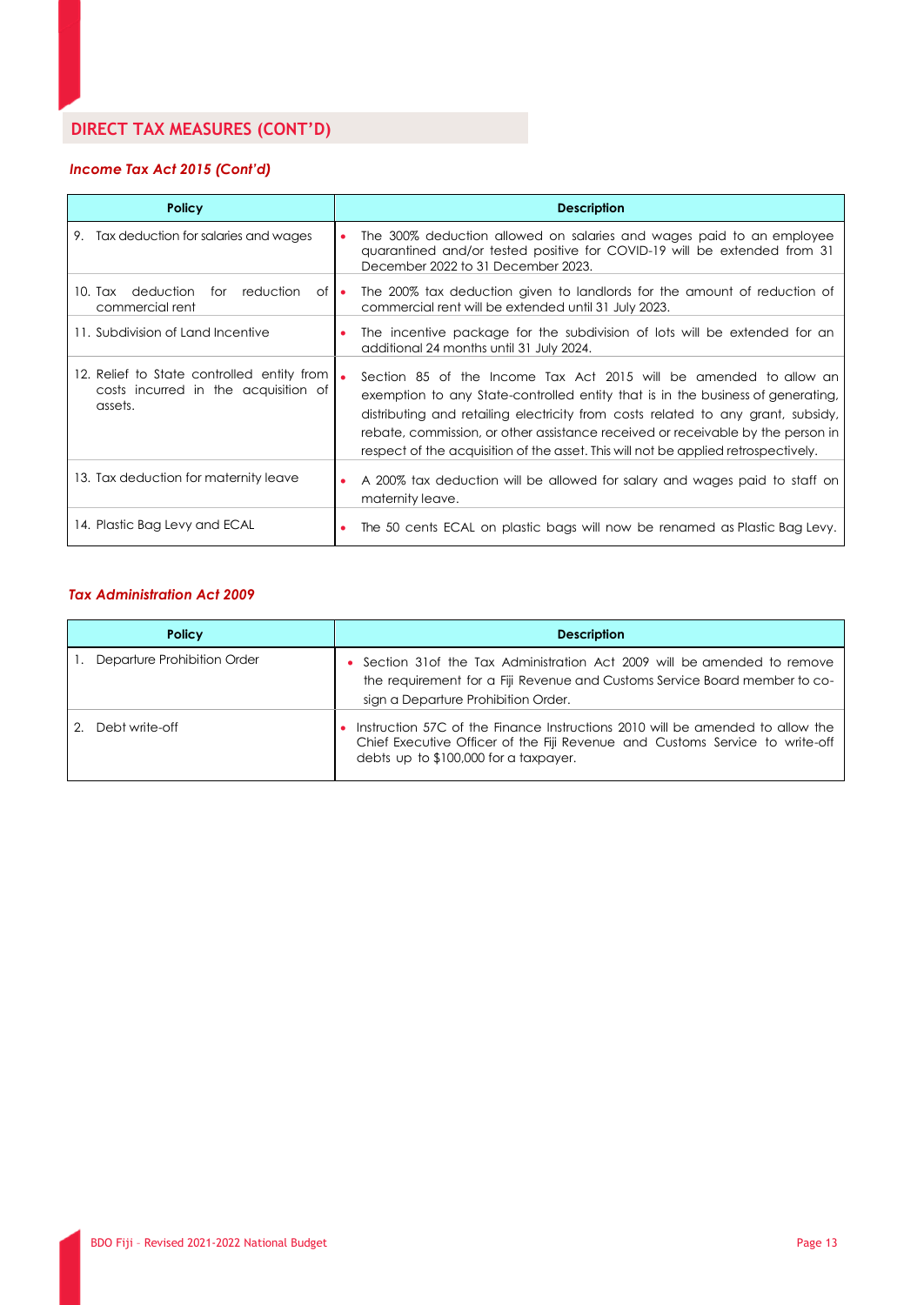## DIRECT TAX MEASURES (CONT'D)

### *Income Tax Act 2015 (Cont'd)*

| Policy | Description |
|---|---|
| 9. Tax deduction for salaries and wages | • The 300% deduction allowed on salaries and wages paid to an employee quarantined and/or tested positive for COVID-19 will be extended from 31 December 2022 to 31 December 2023. |
| 10. Tax deduction for reduction of commercial rent | • The 200% tax deduction given to landlords for the amount of reduction of commercial rent will be extended until 31 July 2023. |
| 11. Subdivision of Land Incentive | • The incentive package for the subdivision of lots will be extended for an additional 24 months until 31 July 2024. |
| 12. Relief to State controlled entity from costs incurred in the acquisition of assets. | • Section 85 of the Income Tax Act 2015 will be amended to allow an exemption to any State-controlled entity that is in the business of generating, distributing and retailing electricity from costs related to any grant, subsidy, rebate, commission, or other assistance received or receivable by the person in respect of the acquisition of the asset. This will not be applied retrospectively. |
| 13. Tax deduction for maternity leave | • A 200% tax deduction will be allowed for salary and wages paid to staff on maternity leave. |
| 14. Plastic Bag Levy and ECAL | • The 50 cents ECAL on plastic bags will now be renamed as Plastic Bag Levy. |

### *Tax Administration Act 2009*

| Policy | Description |
|---|---|
| 1. Departure Prohibition Order | • Section 31of the Tax Administration Act 2009 will be amended to remove the requirement for a Fiji Revenue and Customs Service Board member to co-sign a Departure Prohibition Order. |
| 2. Debt write-off | • Instruction 57C of the Finance Instructions 2010 will be amended to allow the Chief Executive Officer of the Fiji Revenue and Customs Service to write-off debts up to $100,000 for a taxpayer. |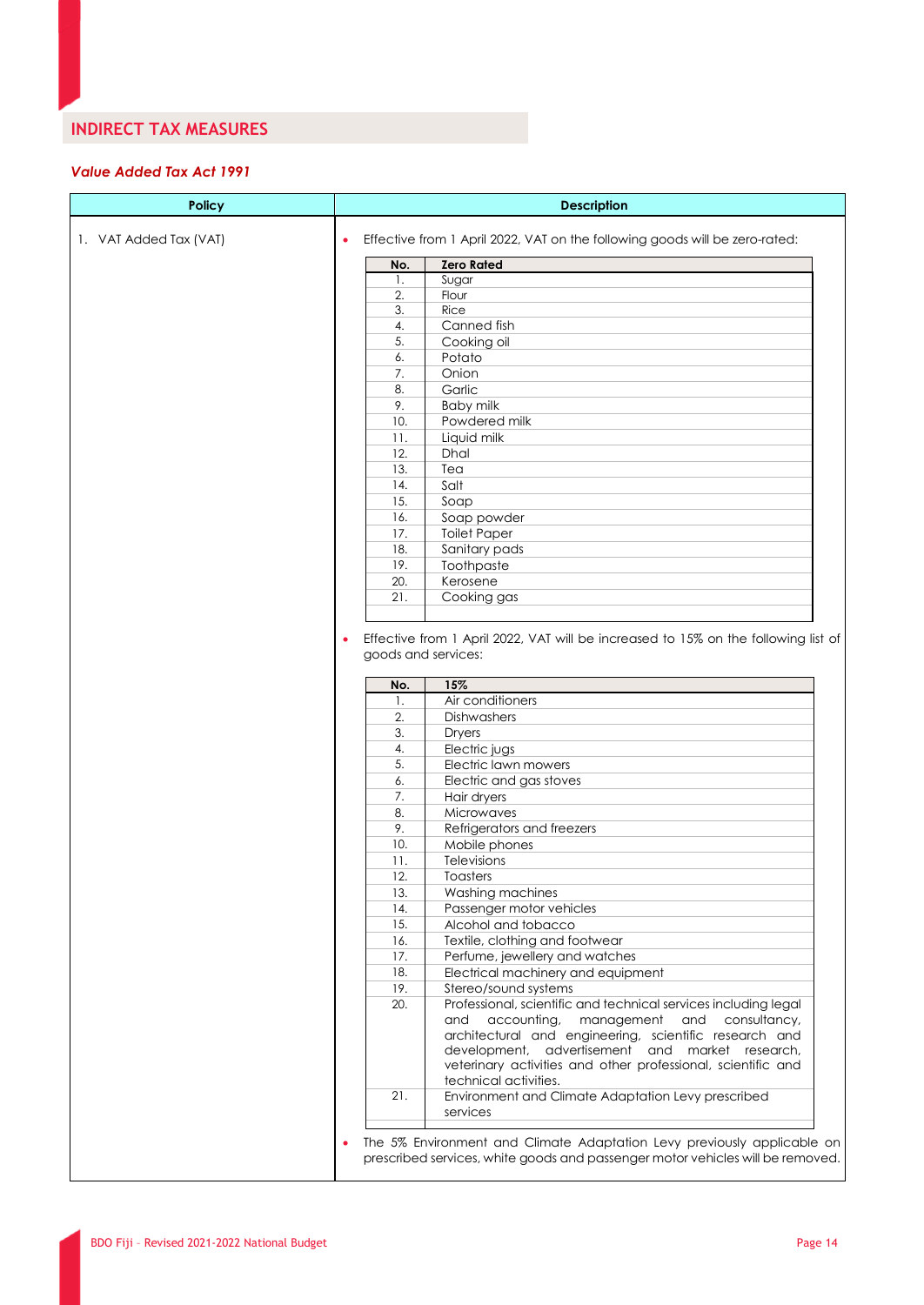## INDIRECT TAX MEASURES

### *Value Added Tax Act 1991*

| Policy | Description |
|---|---|
| 1. VAT Added Tax (VAT) | • Effective from 1 April 2022, VAT on the following goods will be zero-rated: |

| No. | Zero Rated |
|---|---|
| 1. | Sugar |
| 2. | Flour |
| 3. | Rice |
| 4. | Canned fish |
| 5. | Cooking oil |
| 6. | Potato |
| 7. | Onion |
| 8. | Garlic |
| 9. | Baby milk |
| 10. | Powdered milk |
| 11. | Liquid milk |
| 12. | Dhal |
| 13. | Tea |
| 14. | Salt |
| 15. | Soap |
| 16. | Soap powder |
| 17. | Toilet Paper |
| 18. | Sanitary pads |
| 19. | Toothpaste |
| 20. | Kerosene |
| 21. | Cooking gas |

- Effective from 1 April 2022, VAT will be increased to 15% on the following list of goods and services:

| No. | 15% |
|---|---|
| 1. | Air conditioners |
| 2. | Dishwashers |
| 3. | Dryers |
| 4. | Electric jugs |
| 5. | Electric lawn mowers |
| 6. | Electric and gas stoves |
| 7. | Hair dryers |
| 8. | Microwaves |
| 9. | Refrigerators and freezers |
| 10. | Mobile phones |
| 11. | Televisions |
| 12. | Toasters |
| 13. | Washing machines |
| 14. | Passenger motor vehicles |
| 15. | Alcohol and tobacco |
| 16. | Textile, clothing and footwear |
| 17. | Perfume, jewellery and watches |
| 18. | Electrical machinery and equipment |
| 19. | Stereo/sound systems |
| 20. | Professional, scientific and technical services including legal and accounting, management and consultancy, architectural and engineering, scientific research and development, advertisement and market research, veterinary activities and other professional, scientific and technical activities. |
| 21. | Environment and Climate Adaptation Levy prescribed services |

- The 5% Environment and Climate Adaptation Levy previously applicable on prescribed services, white goods and passenger motor vehicles will be removed.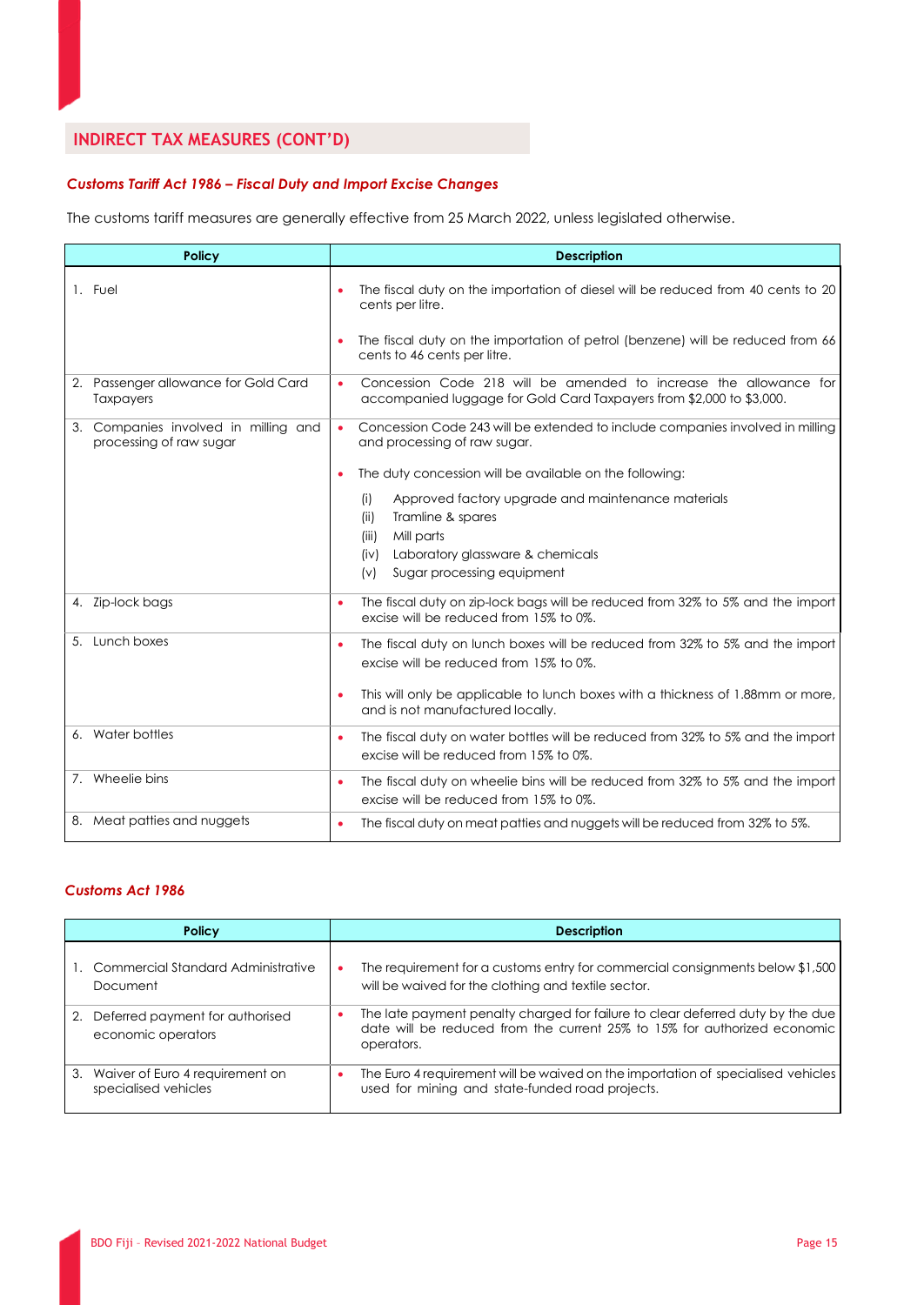## INDIRECT TAX MEASURES (CONT'D)

### *Customs Tariff Act 1986 – Fiscal Duty and Import Excise Changes*

The customs tariff measures are generally effective from 25 March 2022, unless legislated otherwise.

| Policy | Description |
|---|---|
| 1. Fuel | • The fiscal duty on the importation of diesel will be reduced from 40 cents to 20 cents per litre.<br><br>• The fiscal duty on the importation of petrol (benzene) will be reduced from 66 cents to 46 cents per litre. |
| 2. Passenger allowance for Gold Card Taxpayers | • Concession Code 218 will be amended to increase the allowance for accompanied luggage for Gold Card Taxpayers from $2,000 to $3,000. |
| 3. Companies involved in milling and processing of raw sugar | • Concession Code 243 will be extended to include companies involved in milling and processing of raw sugar.<br><br>• The duty concession will be available on the following:<br>(i) Approved factory upgrade and maintenance materials<br>(ii) Tramline & spares<br>(iii) Mill parts<br>(iv) Laboratory glassware & chemicals<br>(v) Sugar processing equipment |
| 4. Zip-lock bags | • The fiscal duty on zip-lock bags will be reduced from 32% to 5% and the import excise will be reduced from 15% to 0%. |
| 5. Lunch boxes | • The fiscal duty on lunch boxes will be reduced from 32% to 5% and the import excise will be reduced from 15% to 0%.<br><br>• This will only be applicable to lunch boxes with a thickness of 1.88mm or more, and is not manufactured locally. |
| 6. Water bottles | • The fiscal duty on water bottles will be reduced from 32% to 5% and the import excise will be reduced from 15% to 0%. |
| 7. Wheelie bins | • The fiscal duty on wheelie bins will be reduced from 32% to 5% and the import excise will be reduced from 15% to 0%. |
| 8. Meat patties and nuggets | • The fiscal duty on meat patties and nuggets will be reduced from 32% to 5%. |

### *Customs Act 1986*

| Policy | Description |
|---|---|
| 1. Commercial Standard Administrative Document | • The requirement for a customs entry for commercial consignments below $1,500 will be waived for the clothing and textile sector. |
| 2. Deferred payment for authorised economic operators | • The late payment penalty charged for failure to clear deferred duty by the due date will be reduced from the current 25% to 15% for authorized economic operators. |
| 3. Waiver of Euro 4 requirement on specialised vehicles | • The Euro 4 requirement will be waived on the importation of specialised vehicles used for mining and state-funded road projects. |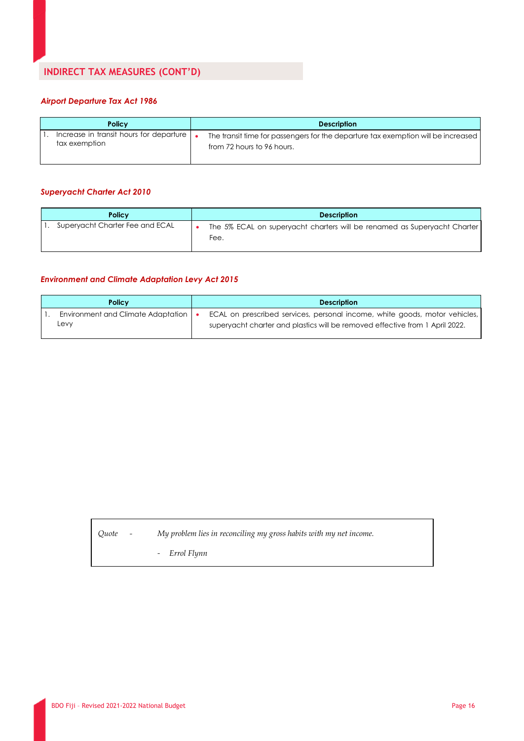## INDIRECT TAX MEASURES (CONT'D)

### *Airport Departure Tax Act 1986*

| Policy | Description |
|---|---|
| 1. Increase in transit hours for departure tax exemption | • The transit time for passengers for the departure tax exemption will be increased from 72 hours to 96 hours. |

### *Superyacht Charter Act 2010*

| Policy | Description |
|---|---|
| 1. Superyacht Charter Fee and ECAL | • The 5% ECAL on superyacht charters will be renamed as Superyacht Charter Fee. |

### *Environment and Climate Adaptation Levy Act 2015*

| Policy | Description |
|---|---|
| 1. Environment and Climate Adaptation Levy | • ECAL on prescribed services, personal income, white goods, motor vehicles, superyacht charter and plastics will be removed effective from 1 April 2022. |

*Quote* - *My problem lies in reconciling my gross habits with my net income.*

\- *Errol Flynn*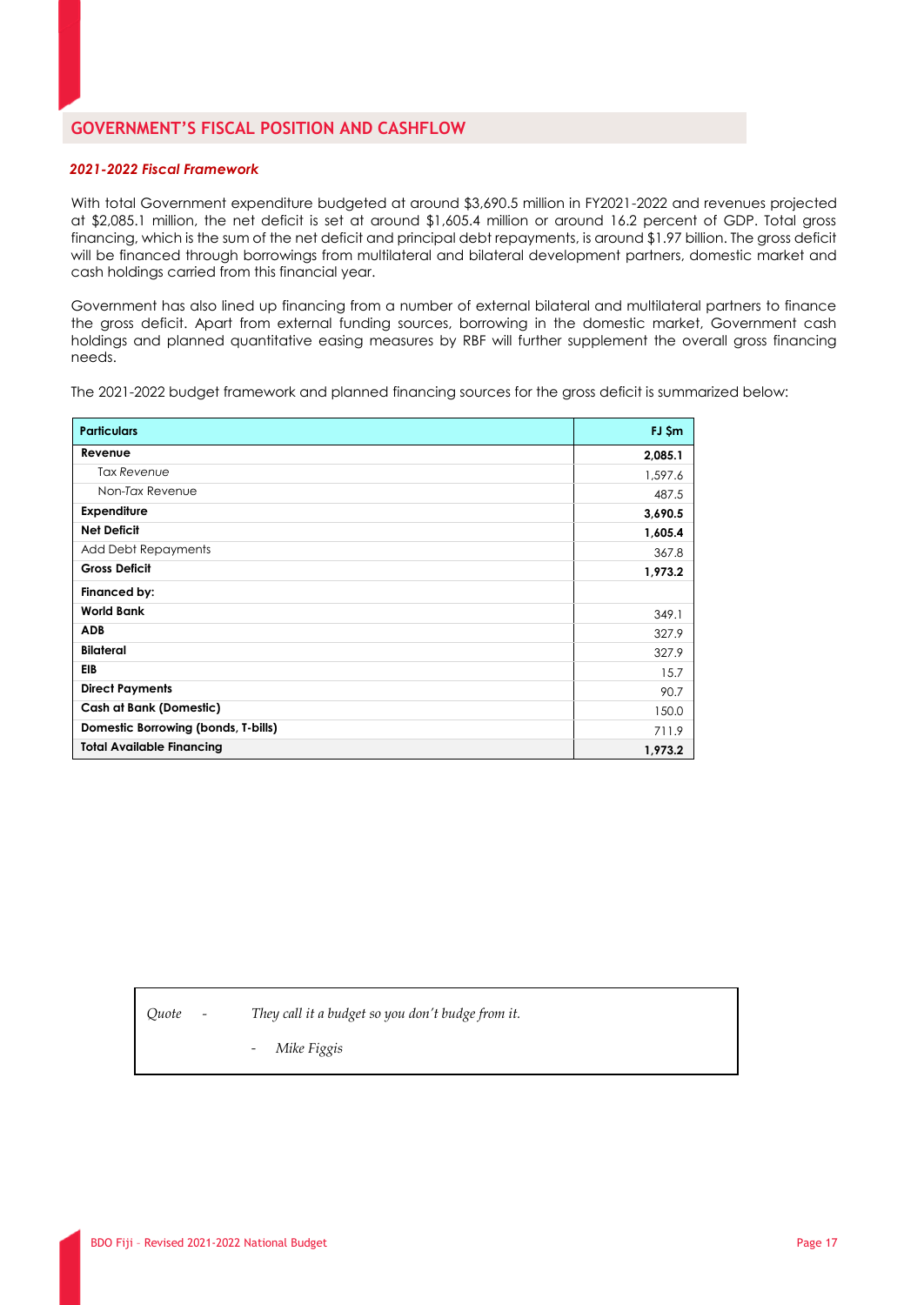## GOVERNMENT'S FISCAL POSITION AND CASHFLOW

### *2021-2022 Fiscal Framework*

With total Government expenditure budgeted at around $3,690.5 million in FY2021-2022 and revenues projected at $2,085.1 million, the net deficit is set at around $1,605.4 million or around 16.2 percent of GDP. Total gross financing, which is the sum of the net deficit and principal debt repayments, is around $1.97 billion. The gross deficit will be financed through borrowings from multilateral and bilateral development partners, domestic market and cash holdings carried from this financial year.

Government has also lined up financing from a number of external bilateral and multilateral partners to finance the gross deficit. Apart from external funding sources, borrowing in the domestic market, Government cash holdings and planned quantitative easing measures by RBF will further supplement the overall gross financing needs.

The 2021-2022 budget framework and planned financing sources for the gross deficit is summarized below:

| Particulars | FJ $m |
|---|---|
| **Revenue** | **2,085.1** |
| *Tax Revenue* | 1,597.6 |
| Non-*Tax* Revenue | 487.5 |
| **Expenditure** | **3,690.5** |
| **Net Deficit** | **1,605.4** |
| Add Debt Repayments | 367.8 |
| **Gross Deficit** | **1,973.2** |
| **Financed by:** | |
| **World Bank** | 349.1 |
| **ADB** | 327.9 |
| **Bilateral** | 327.9 |
| **EIB** | 15.7 |
| **Direct Payments** | 90.7 |
| **Cash at Bank (Domestic)** | 150.0 |
| **Domestic Borrowing (bonds, T-bills)** | 711.9 |
| **Total Available Financing** | **1,973.2** |

*Quote* - *They call it a budget so you don't budge from it.*

- *Mike Figgis*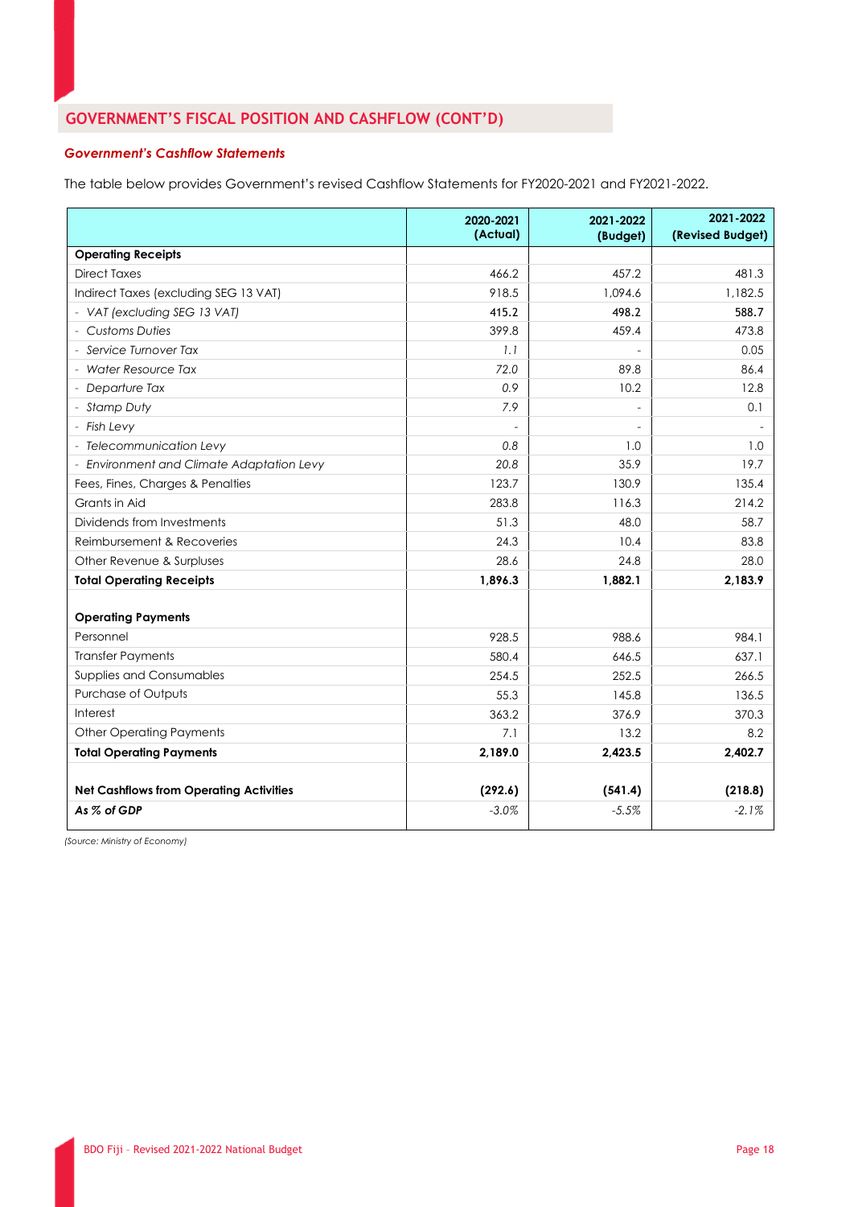## GOVERNMENT'S FISCAL POSITION AND CASHFLOW (CONT'D)

***Government's Cashflow Statements***

The table below provides Government's revised Cashflow Statements for FY2020-2021 and FY2021-2022.

| | 2020-2021 (Actual) | 2021-2022 (Budget) | 2021-2022 (Revised Budget) |
|---|---|---|---|
| **Operating Receipts** | | | |
| Direct Taxes | 466.2 | 457.2 | 481.3 |
| Indirect Taxes (excluding SEG 13 VAT) | 918.5 | 1,094.6 | 1,182.5 |
| - *VAT (excluding SEG 13 VAT)* | 415.2 | 498.2 | 588.7 |
| - *Customs Duties* | 399.8 | 459.4 | 473.8 |
| - *Service Turnover Tax* | *1.1* | - | 0.05 |
| - *Water Resource Tax* | *72.0* | 89.8 | 86.4 |
| - *Departure Tax* | *0.9* | 10.2 | 12.8 |
| - *Stamp Duty* | *7.9* | - | 0.1 |
| - *Fish Levy* | - | - | - |
| - *Telecommunication Levy* | *0.8* | 1.0 | 1.0 |
| - *Environment and Climate Adaptation Levy* | 20.8 | 35.9 | 19.7 |
| Fees, Fines, Charges & Penalties | 123.7 | 130.9 | 135.4 |
| Grants in Aid | 283.8 | 116.3 | 214.2 |
| Dividends from Investments | 51.3 | 48.0 | 58.7 |
| Reimbursement & Recoveries | 24.3 | 10.4 | 83.8 |
| Other Revenue & Surpluses | 28.6 | 24.8 | 28.0 |
| **Total Operating Receipts** | **1,896.3** | **1,882.1** | **2,183.9** |
| | | | |
| **Operating Payments** | | | |
| Personnel | 928.5 | 988.6 | 984.1 |
| Transfer Payments | 580.4 | 646.5 | 637.1 |
| Supplies and Consumables | 254.5 | 252.5 | 266.5 |
| Purchase of Outputs | 55.3 | 145.8 | 136.5 |
| Interest | 363.2 | 376.9 | 370.3 |
| Other Operating Payments | 7.1 | 13.2 | 8.2 |
| **Total Operating Payments** | **2,189.0** | **2,423.5** | **2,402.7** |
| | | | |
| **Net Cashflows from Operating Activities** | **(292.6)** | **(541.4)** | **(218.8)** |
| ***As % of GDP*** | *-3.0%* | *-5.5%* | *-2.1%* |

*(Source: Ministry of Economy)*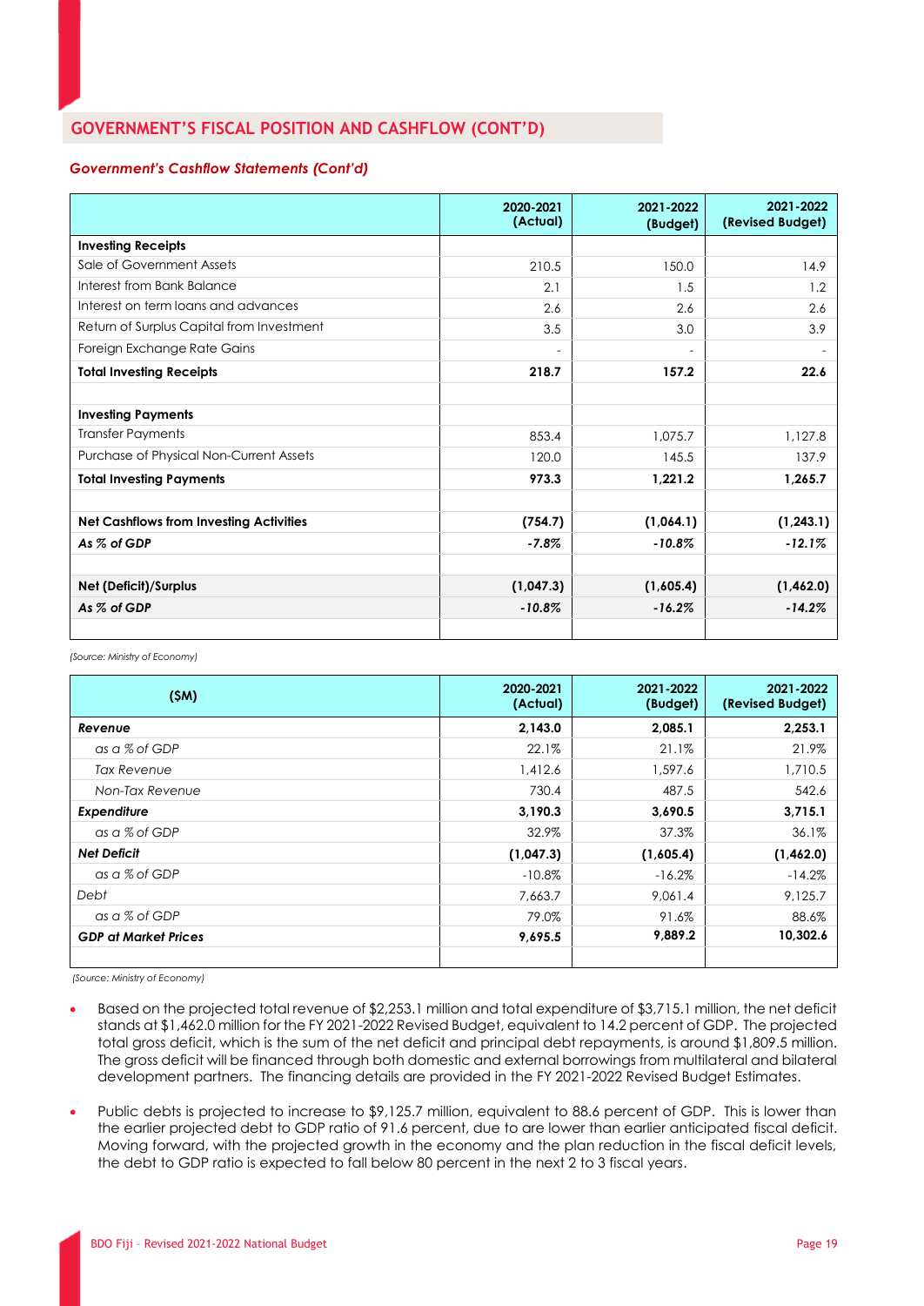## GOVERNMENT'S FISCAL POSITION AND CASHFLOW (CONT'D)

### *Government's Cashflow Statements (Cont'd)*

| | 2020-2021 (Actual) | 2021-2022 (Budget) | 2021-2022 (Revised Budget) |
|---|---|---|---|
| **Investing Receipts** | | | |
| Sale of Government Assets | 210.5 | 150.0 | 14.9 |
| Interest from Bank Balance | 2.1 | 1.5 | 1.2 |
| Interest on term loans and advances | 2.6 | 2.6 | 2.6 |
| Return of Surplus Capital from Investment | 3.5 | 3.0 | 3.9 |
| Foreign Exchange Rate Gains | - | - | - |
| **Total Investing Receipts** | **218.7** | **157.2** | **22.6** |
| | | | |
| **Investing Payments** | | | |
| Transfer Payments | 853.4 | 1,075.7 | 1,127.8 |
| Purchase of Physical Non-Current Assets | 120.0 | 145.5 | 137.9 |
| **Total Investing Payments** | **973.3** | **1,221.2** | **1,265.7** |
| | | | |
| **Net Cashflows from Investing Activities** | **(754.7)** | **(1,064.1)** | **(1,243.1)** |
| ***As % of GDP*** | ***-7.8%*** | ***-10.8%*** | ***-12.1%*** |
| | | | |
| **Net (Deficit)/Surplus** | **(1,047.3)** | **(1,605.4)** | **(1,462.0)** |
| ***As % of GDP*** | ***-10.8%*** | ***-16.2%*** | ***-14.2%*** |

*(Source: Ministry of Economy)*

| ($M) | 2020-2021 (Actual) | 2021-2022 (Budget) | 2021-2022 (Revised Budget) |
|---|---|---|---|
| ***Revenue*** | **2,143.0** | **2,085.1** | **2,253.1** |
| *as a % of GDP* | 22.1% | 21.1% | 21.9% |
| *Tax Revenue* | 1,412.6 | 1,597.6 | 1,710.5 |
| *Non-Tax Revenue* | 730.4 | 487.5 | 542.6 |
| ***Expenditure*** | **3,190.3** | **3,690.5** | **3,715.1** |
| *as a % of GDP* | 32.9% | 37.3% | 36.1% |
| ***Net Deficit*** | **(1,047.3)** | **(1,605.4)** | **(1,462.0)** |
| *as a % of GDP* | -10.8% | -16.2% | -14.2% |
| *Debt* | 7,663.7 | 9,061.4 | 9,125.7 |
| *as a % of GDP* | 79.0% | 91.6% | 88.6% |
| ***GDP at Market Prices*** | **9,695.5** | **9,889.2** | **10,302.6** |

*(Source: Ministry of Economy)*

- Based on the projected total revenue of $2,253.1 million and total expenditure of $3,715.1 million, the net deficit stands at $1,462.0 million for the FY 2021-2022 Revised Budget, equivalent to 14.2 percent of GDP. The projected total gross deficit, which is the sum of the net deficit and principal debt repayments, is around $1,809.5 million. The gross deficit will be financed through both domestic and external borrowings from multilateral and bilateral development partners. The financing details are provided in the FY 2021-2022 Revised Budget Estimates.

- Public debts is projected to increase to $9,125.7 million, equivalent to 88.6 percent of GDP. This is lower than the earlier projected debt to GDP ratio of 91.6 percent, due to are lower than earlier anticipated fiscal deficit. Moving forward, with the projected growth in the economy and the plan reduction in the fiscal deficit levels, the debt to GDP ratio is expected to fall below 80 percent in the next 2 to 3 fiscal years.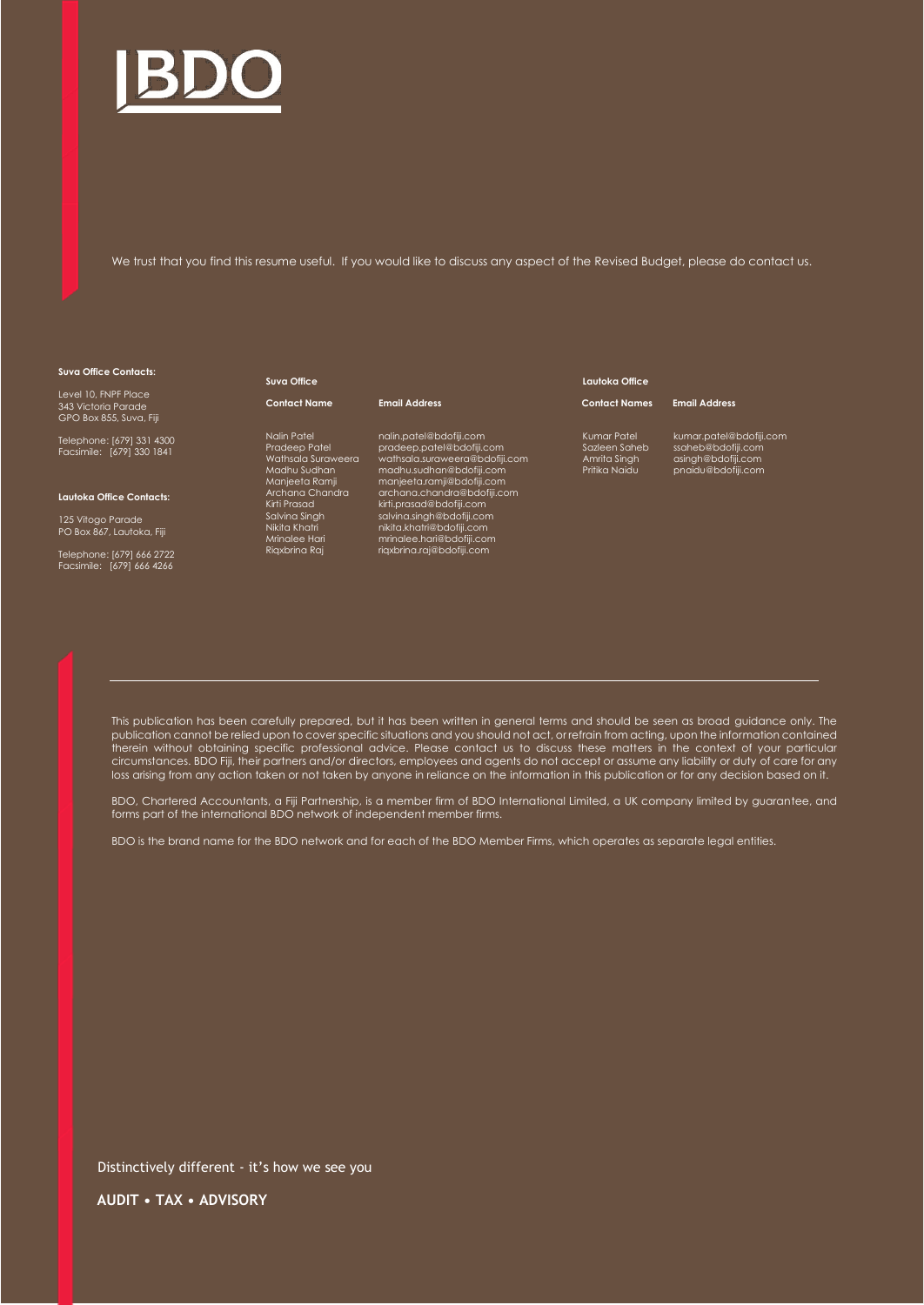BDO

We trust that you find this resume useful. If you would like to discuss any aspect of the Revised Budget, please do contact us.

**Suva Office Contacts:**

Level 10, FNPF Place
343 Victoria Parade
GPO Box 855, Suva, Fiji

Telephone: [679] 331 4300
Facsimile: [679] 330 1841

**Lautoka Office Contacts:**

125 Vitogo Parade
PO Box 867, Lautoka, Fiji

Telephone: [679] 666 2722
Facsimile: [679] 666 4266

**Suva Office**

| Contact Name | Email Address |
|---|---|
| Nalin Patel | nalin.patel@bdofiji.com |
| Pradeep Patel | pradeep.patel@bdofiji.com |
| Wathsala Suraweera | wathsala.suraweera@bdofiji.com |
| Madhu Sudhan | madhu.sudhan@bdofiji.com |
| Manjeeta Ramji | manjeeta.ramji@bdofiji.com |
| Archana Chandra | archana.chandra@bdofiji.com |
| Kirti Prasad | kirti.prasad@bdofiji.com |
| Salvina Singh | salvina.singh@bdofiji.com |
| Nikita Khatri | nikita.khatri@bdofiji.com |
| Mrinalee Hari | mrinalee.hari@bdofiji.com |
| Riqxbrina Raj | riqxbrina.raj@bdofiji.com |

**Lautoka Office**

| Contact Names | Email Address |
|---|---|
| Kumar Patel | kumar.patel@bdofiji.com |
| Sazleen Saheb | ssaheb@bdofiji.com |
| Amrita Singh | asingh@bdofiji.com |
| Pritika Naidu | pnaidu@bdofiji.com |

---

This publication has been carefully prepared, but it has been written in general terms and should be seen as broad guidance only. The publication cannot be relied upon to cover specific situations and you should not act, or refrain from acting, upon the information contained therein without obtaining specific professional advice. Please contact us to discuss these matters in the context of your particular circumstances. BDO Fiji, their partners and/or directors, employees and agents do not accept or assume any liability or duty of care for any loss arising from any action taken or not taken by anyone in reliance on the information in this publication or for any decision based on it.

BDO, Chartered Accountants, a Fiji Partnership, is a member firm of BDO International Limited, a UK company limited by guarantee, and forms part of the international BDO network of independent member firms.

BDO is the brand name for the BDO network and for each of the BDO Member Firms, which operates as separate legal entities.

Distinctively different - it's how we see you

**AUDIT • TAX • ADVISORY**